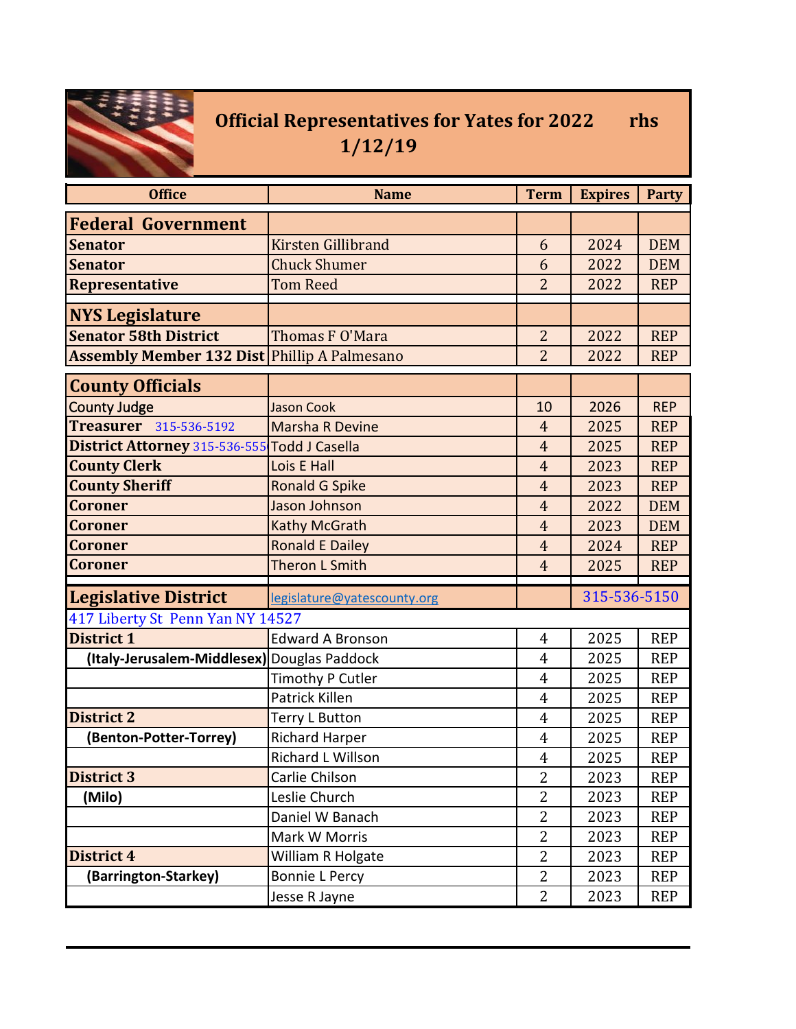# Official Representatives for Yates for 2022 rhs 1/12/19

| Office | Name | Term | Expires | Party |
|---|---|---|---|---|
| **Federal Government** | | | | |
| **Senator** | Kirsten Gillibrand | 6 | 2024 | DEM |
| **Senator** | Chuck Shumer | 6 | 2022 | DEM |
| **Representative** | Tom Reed | 2 | 2022 | REP |
| **NYS Legislature** | | | | |
| **Senator 58th District** | Thomas F O'Mara | 2 | 2022 | REP |
| **Assembly Member 132 Dist** | Phillip A Palmesano | 2 | 2022 | REP |
| **County Officials** | | | | |
| **County Judge** | Jason Cook | 10 | 2026 | REP |
| **Treasurer** 315-536-5192 | Marsha R Devine | 4 | 2025 | REP |
| **District Attorney** 315-536-555 | Todd J Casella | 4 | 2025 | REP |
| **County Clerk** | Lois E Hall | 4 | 2023 | REP |
| **County Sheriff** | Ronald G Spike | 4 | 2023 | REP |
| **Coroner** | Jason Johnson | 4 | 2022 | DEM |
| **Coroner** | Kathy McGrath | 4 | 2023 | DEM |
| **Coroner** | Ronald E Dailey | 4 | 2024 | REP |
| **Coroner** | Theron L Smith | 4 | 2025 | REP |
| **Legislative District** | legislature@yatescounty.org | | 315-536-5150 | |
| 417 Liberty St Penn Yan NY 14527 | | | | |
| **District 1** | Edward A Bronson | 4 | 2025 | REP |
| **(Italy-Jerusalem-Middlesex)** | Douglas Paddock | 4 | 2025 | REP |
| | Timothy P Cutler | 4 | 2025 | REP |
| | Patrick Killen | 4 | 2025 | REP |
| **District 2** | Terry L Button | 4 | 2025 | REP |
| **(Benton-Potter-Torrey)** | Richard Harper | 4 | 2025 | REP |
| | Richard L Willson | 4 | 2025 | REP |
| **District 3** | Carlie Chilson | 2 | 2023 | REP |
| **(Milo)** | Leslie Church | 2 | 2023 | REP |
| | Daniel W Banach | 2 | 2023 | REP |
| | Mark W Morris | 2 | 2023 | REP |
| **District 4** | William R Holgate | 2 | 2023 | REP |
| **(Barrington-Starkey)** | Bonnie L Percy | 2 | 2023 | REP |
| | Jesse R Jayne | 2 | 2023 | REP |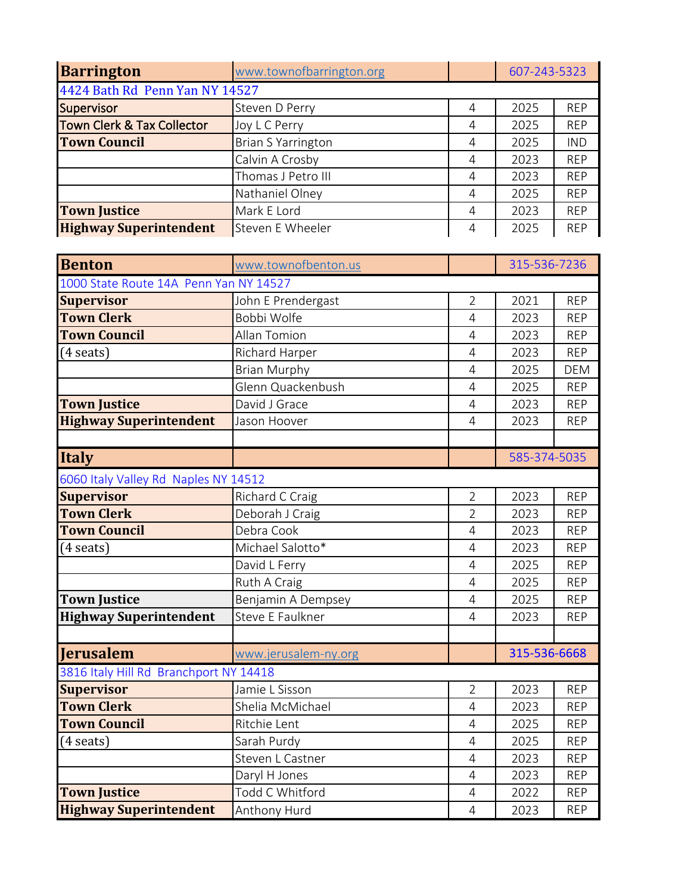| Barrington | www.townofbarrington.org | | 607-243-5323 | |
|---|---|---|---|---|
| 4424 Bath Rd Penn Yan NY 14527 | | | | |
| Supervisor | Steven D Perry | 4 | 2025 | REP |
| Town Clerk & Tax Collector | Joy L C Perry | 4 | 2025 | REP |
| Town Council | Brian S Yarrington | 4 | 2025 | IND |
| | Calvin A Crosby | 4 | 2023 | REP |
| | Thomas J Petro III | 4 | 2023 | REP |
| | Nathaniel Olney | 4 | 2025 | REP |
| Town Justice | Mark E Lord | 4 | 2023 | REP |
| Highway Superintendent | Steven E Wheeler | 4 | 2025 | REP |

| Benton | www.townofbenton.us | | 315-536-7236 | |
|---|---|---|---|---|
| 1000 State Route 14A Penn Yan NY 14527 | | | | |
| Supervisor | John E Prendergast | 2 | 2021 | REP |
| Town Clerk | Bobbi Wolfe | 4 | 2023 | REP |
| Town Council | Allan Tomion | 4 | 2023 | REP |
| (4 seats) | Richard Harper | 4 | 2023 | REP |
| | Brian Murphy | 4 | 2025 | DEM |
| | Glenn Quackenbush | 4 | 2025 | REP |
| Town Justice | David J Grace | 4 | 2023 | REP |
| Highway Superintendent | Jason Hoover | 4 | 2023 | REP |

| Italy | | | 585-374-5035 | |
|---|---|---|---|---|
| 6060 Italy Valley Rd Naples NY 14512 | | | | |
| Supervisor | Richard C Craig | 2 | 2023 | REP |
| Town Clerk | Deborah J Craig | 2 | 2023 | REP |
| Town Council | Debra Cook | 4 | 2023 | REP |
| (4 seats) | Michael Salotto* | 4 | 2023 | REP |
| | David L Ferry | 4 | 2025 | REP |
| | Ruth A Craig | 4 | 2025 | REP |
| Town Justice | Benjamin A Dempsey | 4 | 2025 | REP |
| Highway Superintendent | Steve E Faulkner | 4 | 2023 | REP |

| Jerusalem | www.jerusalem-ny.org | | 315-536-6668 | |
|---|---|---|---|---|
| 3816 Italy Hill Rd Branchport NY 14418 | | | | |
| Supervisor | Jamie L Sisson | 2 | 2023 | REP |
| Town Clerk | Shelia McMichael | 4 | 2023 | REP |
| Town Council | Ritchie Lent | 4 | 2025 | REP |
| (4 seats) | Sarah Purdy | 4 | 2025 | REP |
| | Steven L Castner | 4 | 2023 | REP |
| | Daryl H Jones | 4 | 2023 | REP |
| Town Justice | Todd C Whitford | 4 | 2022 | REP |
| Highway Superintendent | Anthony Hurd | 4 | 2023 | REP |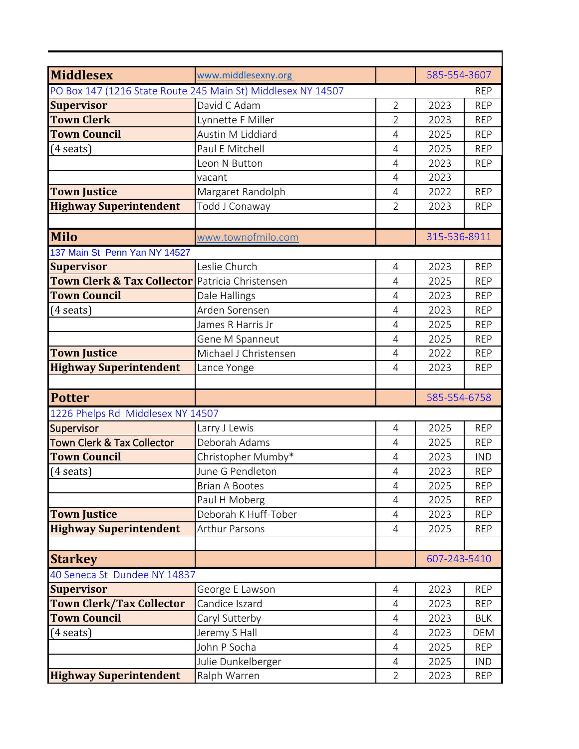| Middlesex | www.middlesexny.org | | 585-554-3607 | |
|---|---|---|---|---|
| PO Box 147 (1216 State Route 245 Main St) Middlesex NY 14507 | | | | REP |
| **Supervisor** | David C Adam | 2 | 2023 | REP |
| **Town Clerk** | Lynnette F Miller | 2 | 2023 | REP |
| **Town Council** | Austin M Liddiard | 4 | 2025 | REP |
| (4 seats) | Paul E Mitchell | 4 | 2025 | REP |
| | Leon N Button | 4 | 2023 | REP |
| | vacant | 4 | 2023 | |
| **Town Justice** | Margaret Randolph | 4 | 2022 | REP |
| **Highway Superintendent** | Todd J Conaway | 2 | 2023 | REP |
| | | | | |
| **Milo** | www.townofmilo.com | | 315-536-8911 | |
| 137 Main St Penn Yan NY 14527 | | | | |
| **Supervisor** | Leslie Church | 4 | 2023 | REP |
| **Town Clerk & Tax Collector** | Patricia Christensen | 4 | 2025 | REP |
| **Town Council** | Dale Hallings | 4 | 2023 | REP |
| (4 seats) | Arden Sorensen | 4 | 2023 | REP |
| | James R Harris Jr | 4 | 2025 | REP |
| | Gene M Spanneut | 4 | 2025 | REP |
| **Town Justice** | Michael J Christensen | 4 | 2022 | REP |
| **Highway Superintendent** | Lance Yonge | 4 | 2023 | REP |
| | | | | |
| **Potter** | | | 585-554-6758 | |
| 1226 Phelps Rd Middlesex NY 14507 | | | | |
| Supervisor | Larry J Lewis | 4 | 2025 | REP |
| Town Clerk & Tax Collector | Deborah Adams | 4 | 2025 | REP |
| **Town Council** | Christopher Mumby* | 4 | 2023 | IND |
| (4 seats) | June G Pendleton | 4 | 2023 | REP |
| | Brian A Bootes | 4 | 2025 | REP |
| | Paul H Moberg | 4 | 2025 | REP |
| **Town Justice** | Deborah K Huff-Tober | 4 | 2023 | REP |
| **Highway Superintendent** | Arthur Parsons | 4 | 2025 | REP |
| | | | | |
| **Starkey** | | | 607-243-5410 | |
| 40 Seneca St Dundee NY 14837 | | | | |
| **Supervisor** | George E Lawson | 4 | 2023 | REP |
| **Town Clerk/Tax Collector** | Candice Iszard | 4 | 2023 | REP |
| **Town Council** | Caryl Sutterby | 4 | 2023 | BLK |
| (4 seats) | Jeremy S Hall | 4 | 2023 | DEM |
| | John P Socha | 4 | 2025 | REP |
| | Julie Dunkelberger | 4 | 2025 | IND |
| **Highway Superintendent** | Ralph Warren | 2 | 2023 | REP |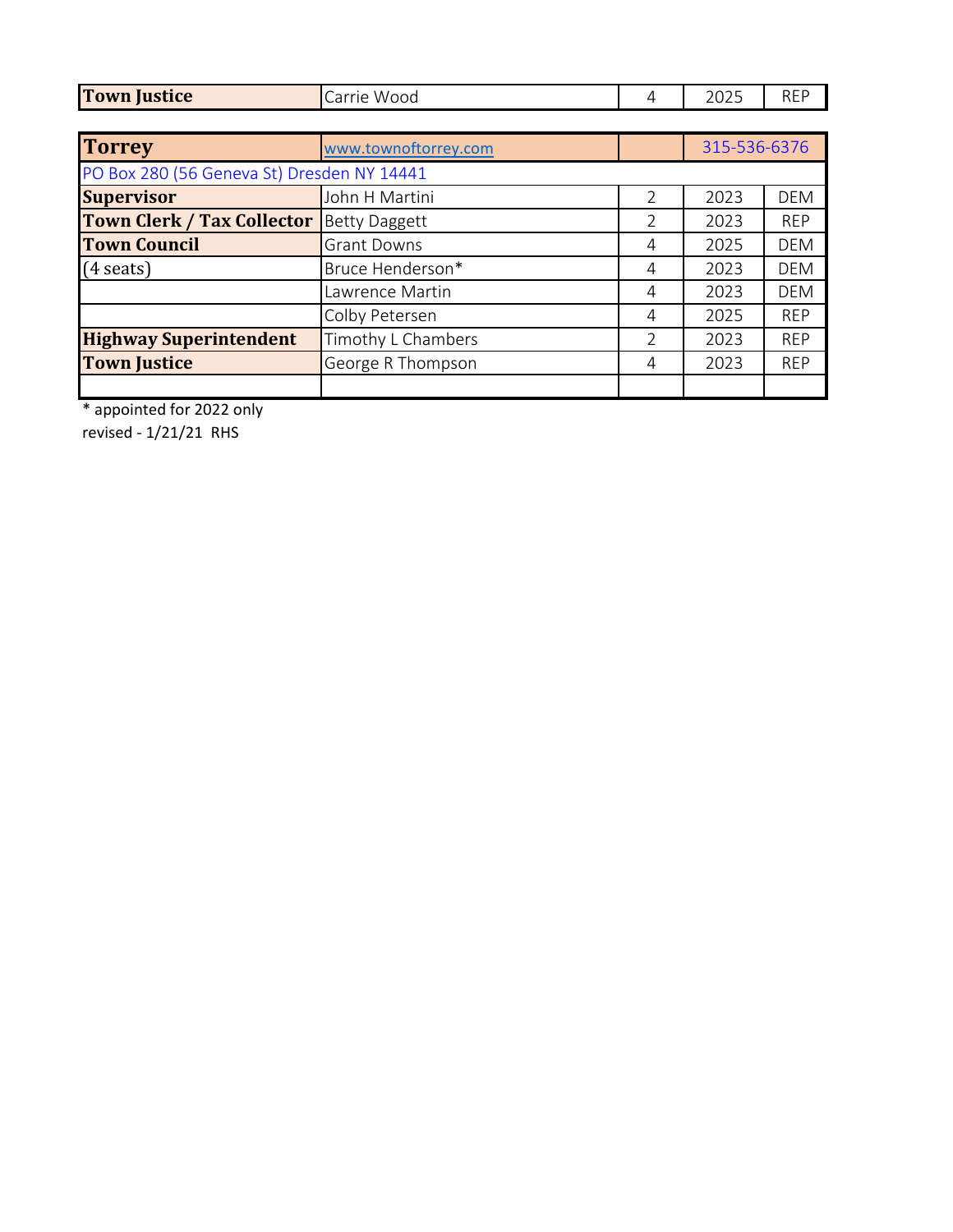| **Town Justice** | Carrie Wood | 4 | 2025 | REP |
|---|---|---|---|---|

| **Torrey** | www.townoftorrey.com | | 315-536-6376 | |
|---|---|---|---|---|
| PO Box 280 (56 Geneva St) Dresden NY 14441 | | | | |
| **Supervisor** | John H Martini | 2 | 2023 | DEM |
| **Town Clerk / Tax Collector** | Betty Daggett | 2 | 2023 | REP |
| **Town Council** | Grant Downs | 4 | 2025 | DEM |
| (4 seats) | Bruce Henderson* | 4 | 2023 | DEM |
| | Lawrence Martin | 4 | 2023 | DEM |
| | Colby Petersen | 4 | 2025 | REP |
| **Highway Superintendent** | Timothy L Chambers | 2 | 2023 | REP |
| **Town Justice** | George R Thompson | 4 | 2023 | REP |
| | | | | |

* appointed for 2022 only

revised - 1/21/21 RHS